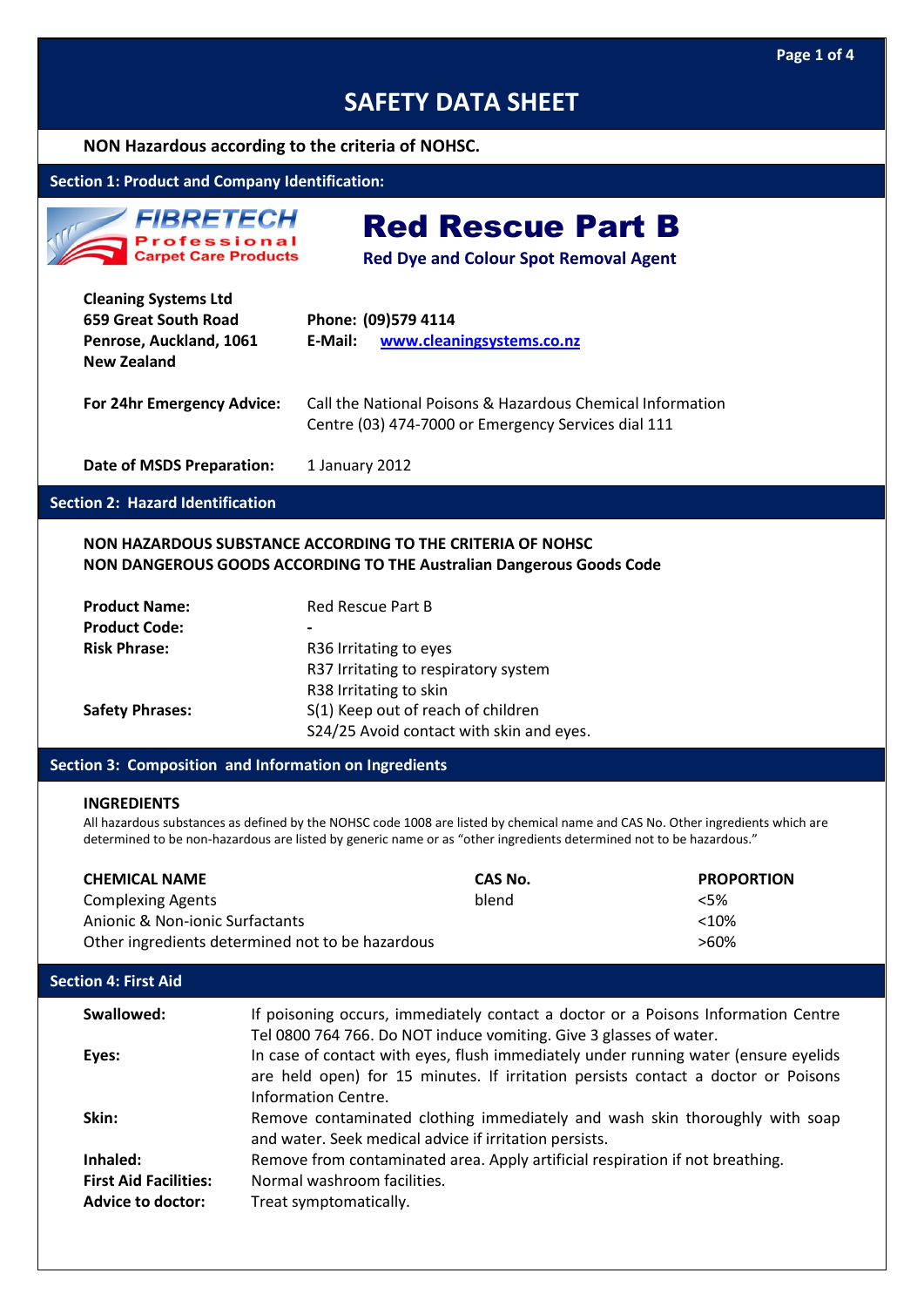# SAFETY DATA SHEET

**NON Hazardous according to the criteria of NOHSC.**

## Section 1: Product and Company Identification:

FIBRETECH Professional Carpet Care Products

# Red Rescue Part B

**Red Dye and Colour Spot Removal Agent**

**Cleaning Systems Ltd**
**659 Great South Road**
**Penrose, Auckland, 1061**
**New Zealand**

**Phone:** (09)579 4114
**E-Mail:** www.cleaningsystems.co.nz

**For 24hr Emergency Advice:** Call the National Poisons & Hazardous Chemical Information Centre (03) 474-7000 or Emergency Services dial 111

**Date of MSDS Preparation:** 1 January 2012

## Section 2: Hazard Identification

**NON HAZARDOUS SUBSTANCE ACCORDING TO THE CRITERIA OF NOHSC**
**NON DANGEROUS GOODS ACCORDING TO THE Australian Dangerous Goods Code**

| | |
|---|---|
| **Product Name:** | Red Rescue Part B |
| **Product Code:** | - |
| **Risk Phrase:** | R36 Irritating to eyes<br>R37 Irritating to respiratory system<br>R38 Irritating to skin |
| **Safety Phrases:** | S(1) Keep out of reach of children<br>S24/25 Avoid contact with skin and eyes. |

## Section 3: Composition and Information on Ingredients

**INGREDIENTS**

All hazardous substances as defined by the NOHSC code 1008 are listed by chemical name and CAS No. Other ingredients which are determined to be non-hazardous are listed by generic name or as "other ingredients determined not to be hazardous."

| CHEMICAL NAME | CAS No. | PROPORTION |
|---|---|---|
| Complexing Agents | blend | <5% |
| Anionic & Non-ionic Surfactants | | <10% |
| Other ingredients determined not to be hazardous | | >60% |

## Section 4: First Aid

| | |
|---|---|
| **Swallowed:** | If poisoning occurs, immediately contact a doctor or a Poisons Information Centre Tel 0800 764 766. Do NOT induce vomiting. Give 3 glasses of water. |
| **Eyes:** | In case of contact with eyes, flush immediately under running water (ensure eyelids are held open) for 15 minutes. If irritation persists contact a doctor or Poisons Information Centre. |
| **Skin:** | Remove contaminated clothing immediately and wash skin thoroughly with soap and water. Seek medical advice if irritation persists. |
| **Inhaled:** | Remove from contaminated area. Apply artificial respiration if not breathing. |
| **First Aid Facilities:** | Normal washroom facilities. |
| **Advice to doctor:** | Treat symptomatically. |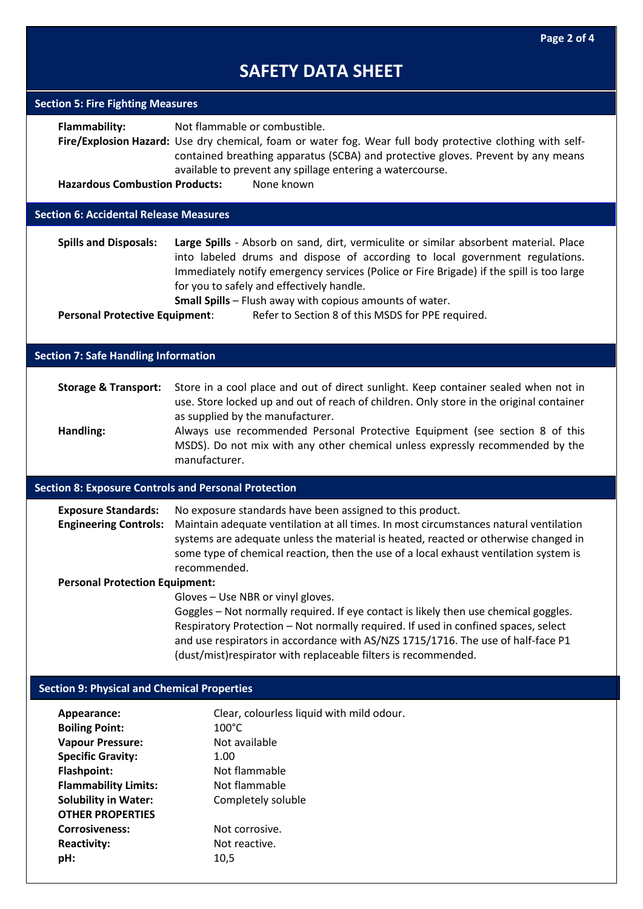# SAFETY DATA SHEET

## Section 5: Fire Fighting Measures

**Flammability:** Not flammable or combustible.

**Fire/Explosion Hazard:** Use dry chemical, foam or water fog. Wear full body protective clothing with self-contained breathing apparatus (SCBA) and protective gloves. Prevent by any means available to prevent any spillage entering a watercourse.

**Hazardous Combustion Products:** None known

## Section 6: Accidental Release Measures

**Spills and Disposals:** **Large Spills** - Absorb on sand, dirt, vermiculite or similar absorbent material. Place into labeled drums and dispose of according to local government regulations. Immediately notify emergency services (Police or Fire Brigade) if the spill is too large for you to safely and effectively handle.

**Small Spills** – Flush away with copious amounts of water.

**Personal Protective Equipment**: Refer to Section 8 of this MSDS for PPE required.

## Section 7: Safe Handling Information

**Storage & Transport:** Store in a cool place and out of direct sunlight. Keep container sealed when not in use. Store locked up and out of reach of children. Only store in the original container as supplied by the manufacturer.

**Handling:** Always use recommended Personal Protective Equipment (see section 8 of this MSDS). Do not mix with any other chemical unless expressly recommended by the manufacturer.

## Section 8: Exposure Controls and Personal Protection

**Exposure Standards:** No exposure standards have been assigned to this product.

**Engineering Controls:** Maintain adequate ventilation at all times. In most circumstances natural ventilation systems are adequate unless the material is heated, reacted or otherwise changed in some type of chemical reaction, then the use of a local exhaust ventilation system is recommended.

**Personal Protection Equipment:**

Gloves – Use NBR or vinyl gloves.

Goggles – Not normally required. If eye contact is likely then use chemical goggles.

Respiratory Protection – Not normally required. If used in confined spaces, select and use respirators in accordance with AS/NZS 1715/1716. The use of half-face P1 (dust/mist)respirator with replaceable filters is recommended.

## Section 9: Physical and Chemical Properties

**Appearance:** Clear, colourless liquid with mild odour.

**Boiling Point:** 100°C

**Vapour Pressure:** Not available

**Specific Gravity:** 1.00

**Flashpoint:** Not flammable

**Flammability Limits:** Not flammable

**Solubility in Water:** Completely soluble

**OTHER PROPERTIES**

**Corrosiveness:** Not corrosive.

**Reactivity:** Not reactive.

**pH:** 10,5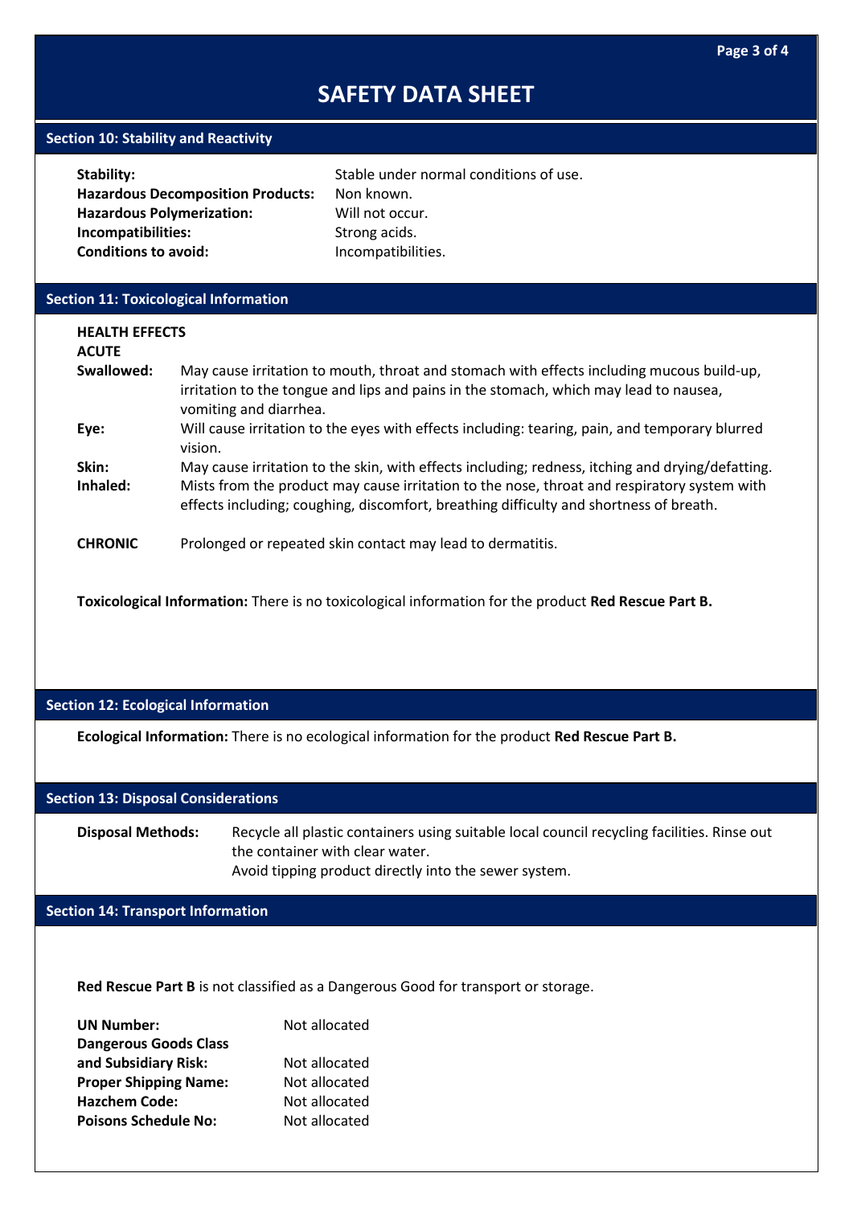# SAFETY DATA SHEET

## Section 10: Stability and Reactivity

**Stability:** Stable under normal conditions of use.
**Hazardous Decomposition Products:** Non known.
**Hazardous Polymerization:** Will not occur.
**Incompatibilities:** Strong acids.
**Conditions to avoid:** Incompatibilities.

## Section 11: Toxicological Information

**HEALTH EFFECTS**

**ACUTE**

**Swallowed:** May cause irritation to mouth, throat and stomach with effects including mucous build-up, irritation to the tongue and lips and pains in the stomach, which may lead to nausea, vomiting and diarrhea.

**Eye:** Will cause irritation to the eyes with effects including: tearing, pain, and temporary blurred vision.

**Skin:** May cause irritation to the skin, with effects including; redness, itching and drying/defatting.

**Inhaled:** Mists from the product may cause irritation to the nose, throat and respiratory system with effects including; coughing, discomfort, breathing difficulty and shortness of breath.

**CHRONIC** Prolonged or repeated skin contact may lead to dermatitis.

**Toxicological Information:** There is no toxicological information for the product **Red Rescue Part B.**

## Section 12: Ecological Information

**Ecological Information:** There is no ecological information for the product **Red Rescue Part B.**

## Section 13: Disposal Considerations

**Disposal Methods:** Recycle all plastic containers using suitable local council recycling facilities. Rinse out the container with clear water.
Avoid tipping product directly into the sewer system.

## Section 14: Transport Information

**Red Rescue Part B** is not classified as a Dangerous Good for transport or storage.

**UN Number:** Not allocated
**Dangerous Goods Class and Subsidiary Risk:** Not allocated
**Proper Shipping Name:** Not allocated
**Hazchem Code:** Not allocated
**Poisons Schedule No:** Not allocated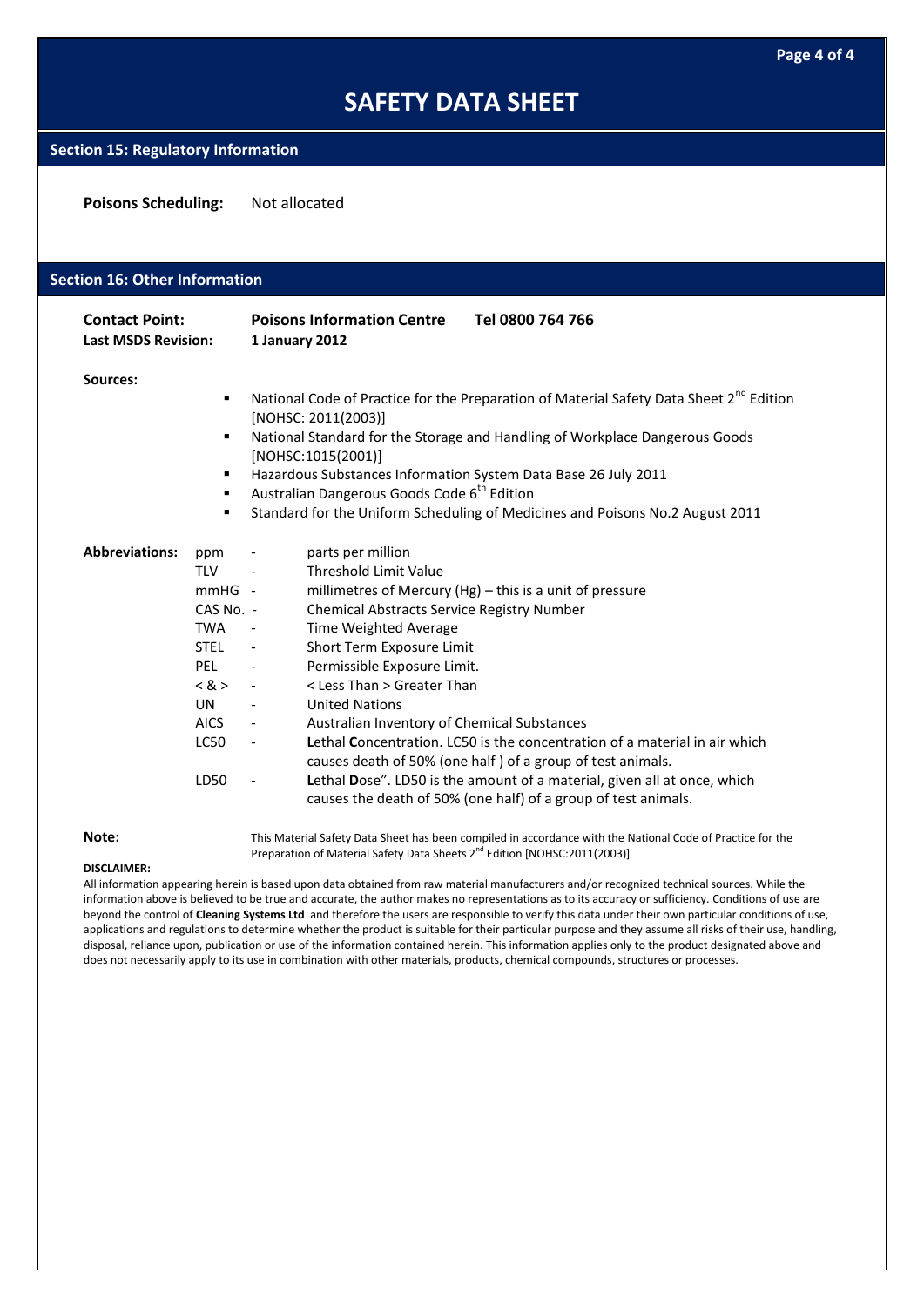# SAFETY DATA SHEET

## Section 15: Regulatory Information

**Poisons Scheduling:** Not allocated

## Section 16: Other Information

**Contact Point:** **Poisons Information Centre** **Tel 0800 764 766**
**Last MSDS Revision:** **1 January 2012**

**Sources:**

- National Code of Practice for the Preparation of Material Safety Data Sheet 2nd Edition [NOHSC: 2011(2003)]
- National Standard for the Storage and Handling of Workplace Dangerous Goods [NOHSC:1015(2001)]
- Hazardous Substances Information System Data Base 26 July 2011
- Australian Dangerous Goods Code 6th Edition
- Standard for the Uniform Scheduling of Medicines and Poisons No.2 August 2011

**Abbreviations:**

| | | |
|---|---|---|
| ppm | - | parts per million |
| TLV | - | Threshold Limit Value |
| mmHG | - | millimetres of Mercury (Hg) – this is a unit of pressure |
| CAS No. | - | Chemical Abstracts Service Registry Number |
| TWA | - | Time Weighted Average |
| STEL | - | Short Term Exposure Limit |
| PEL | - | Permissible Exposure Limit. |
| < & > | - | < Less Than > Greater Than |
| UN | - | United Nations |
| AICS | - | Australian Inventory of Chemical Substances |
| LC50 | - | **L**ethal **C**oncentration. LC50 is the concentration of a material in air which causes death of 50% (one half ) of a group of test animals. |
| LD50 | - | **L**ethal **D**ose". LD50 is the amount of a material, given all at once, which causes the death of 50% (one half) of a group of test animals. |

**Note:** This Material Safety Data Sheet has been compiled in accordance with the National Code of Practice for the Preparation of Material Safety Data Sheets 2nd Edition [NOHSC:2011(2003)]

**DISCLAIMER:**

All information appearing herein is based upon data obtained from raw material manufacturers and/or recognized technical sources. While the information above is believed to be true and accurate, the author makes no representations as to its accuracy or sufficiency. Conditions of use are beyond the control of **Cleaning Systems Ltd** and therefore the users are responsible to verify this data under their own particular conditions of use, applications and regulations to determine whether the product is suitable for their particular purpose and they assume all risks of their use, handling, disposal, reliance upon, publication or use of the information contained herein. This information applies only to the product designated above and does not necessarily apply to its use in combination with other materials, products, chemical compounds, structures or processes.